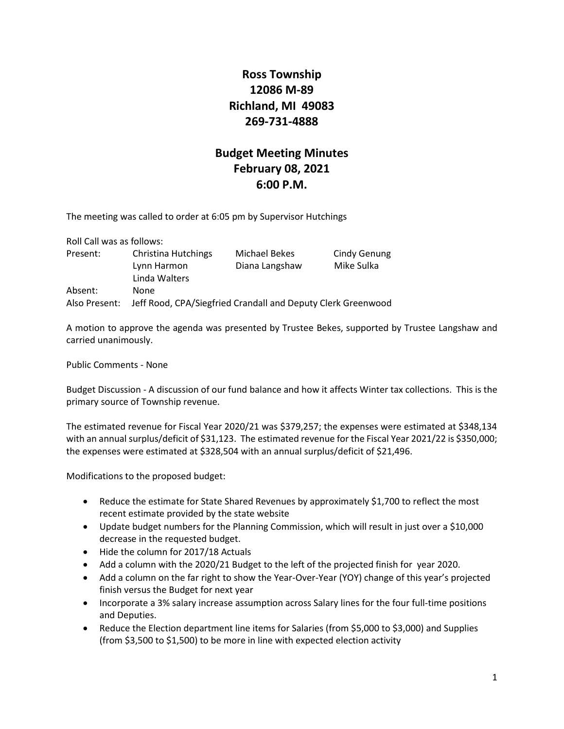# Ross Township
## 12086 M-89
## Richland, MI 49083
## 269-731-4888

## Budget Meeting Minutes
## February 08, 2021
## 6:00 P.M.

The meeting was called to order at 6:05 pm by Supervisor Hutchings

Roll Call was as follows:

| | | | |
|---|---|---|---|
| Present: | Christina Hutchings | Michael Bekes | Cindy Genung |
| | Lynn Harmon | Diana Langshaw | Mike Sulka |
| | Linda Walters | | |
| Absent: | None | | |
| Also Present: | Jeff Rood, CPA/Siegfried Crandall and Deputy Clerk Greenwood | | |

A motion to approve the agenda was presented by Trustee Bekes, supported by Trustee Langshaw and carried unanimously.

Public Comments - None

Budget Discussion - A discussion of our fund balance and how it affects Winter tax collections. This is the primary source of Township revenue.

The estimated revenue for Fiscal Year 2020/21 was $379,257; the expenses were estimated at $348,134 with an annual surplus/deficit of $31,123. The estimated revenue for the Fiscal Year 2021/22 is $350,000; the expenses were estimated at $328,504 with an annual surplus/deficit of $21,496.

Modifications to the proposed budget:

- Reduce the estimate for State Shared Revenues by approximately $1,700 to reflect the most recent estimate provided by the state website
- Update budget numbers for the Planning Commission, which will result in just over a $10,000 decrease in the requested budget.
- Hide the column for 2017/18 Actuals
- Add a column with the 2020/21 Budget to the left of the projected finish for year 2020.
- Add a column on the far right to show the Year-Over-Year (YOY) change of this year's projected finish versus the Budget for next year
- Incorporate a 3% salary increase assumption across Salary lines for the four full-time positions and Deputies.
- Reduce the Election department line items for Salaries (from $5,000 to $3,000) and Supplies (from $3,500 to $1,500) to be more in line with expected election activity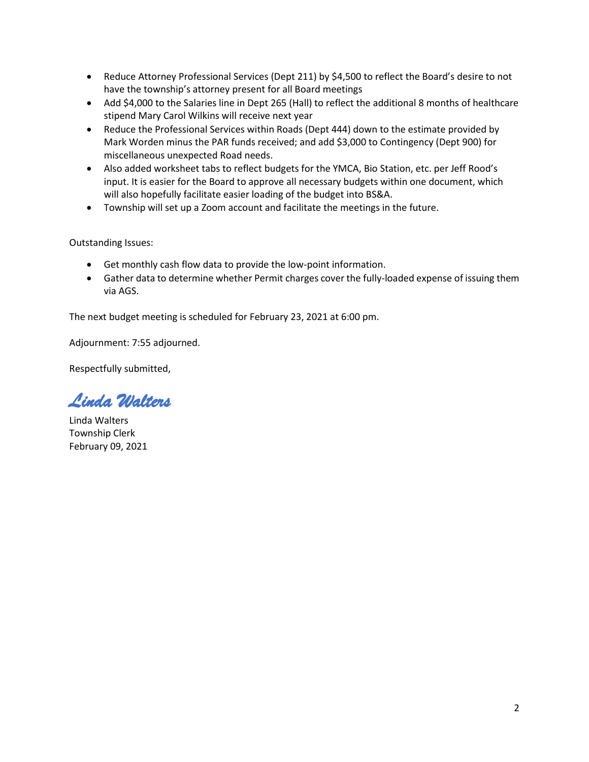- Reduce Attorney Professional Services (Dept 211) by $4,500 to reflect the Board's desire to not have the township's attorney present for all Board meetings
- Add $4,000 to the Salaries line in Dept 265 (Hall) to reflect the additional 8 months of healthcare stipend Mary Carol Wilkins will receive next year
- Reduce the Professional Services within Roads (Dept 444) down to the estimate provided by Mark Worden minus the PAR funds received; and add $3,000 to Contingency (Dept 900) for miscellaneous unexpected Road needs.
- Also added worksheet tabs to reflect budgets for the YMCA, Bio Station, etc. per Jeff Rood's input. It is easier for the Board to approve all necessary budgets within one document, which will also hopefully facilitate easier loading of the budget into BS&A.
- Township will set up a Zoom account and facilitate the meetings in the future.

Outstanding Issues:

- Get monthly cash flow data to provide the low-point information.
- Gather data to determine whether Permit charges cover the fully-loaded expense of issuing them via AGS.

The next budget meeting is scheduled for February 23, 2021 at 6:00 pm.

Adjournment: 7:55 adjourned.

Respectfully submitted,

*Linda Walters*

Linda Walters
Township Clerk
February 09, 2021